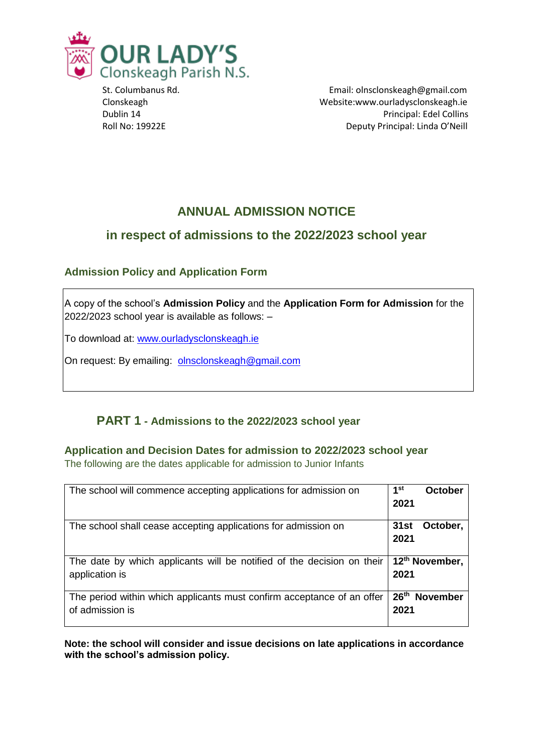**OUR LADY'S**
Clonskeagh Parish N.S.

St. Columbanus Rd.
Clonskeagh
Dublin 14
Roll No: 19922E

Email: olnsclonskeagh@gmail.com
Website:www.ourladysclonskeagh.ie
Principal: Edel Collins
Deputy Principal: Linda O'Neill

# ANNUAL ADMISSION NOTICE

## in respect of admissions to the 2022/2023 school year

### Admission Policy and Application Form

A copy of the school's **Admission Policy** and the **Application Form for Admission** for the 2022/2023 school year is available as follows: –

To download at: www.ourladysclonskeagh.ie

On request: By emailing: olnsclonskeagh@gmail.com

## PART 1 - Admissions to the 2022/2023 school year

### Application and Decision Dates for admission to 2022/2023 school year

The following are the dates applicable for admission to Junior Infants

| | |
|---|---|
| The school will commence accepting applications for admission on | **1st October 2021** |
| The school shall cease accepting applications for admission on | **31st October, 2021** |
| The date by which applicants will be notified of the decision on their application is | **12th November, 2021** |
| The period within which applicants must confirm acceptance of an offer of admission is | **26th November 2021** |

**Note: the school will consider and issue decisions on late applications in accordance with the school's admission policy.**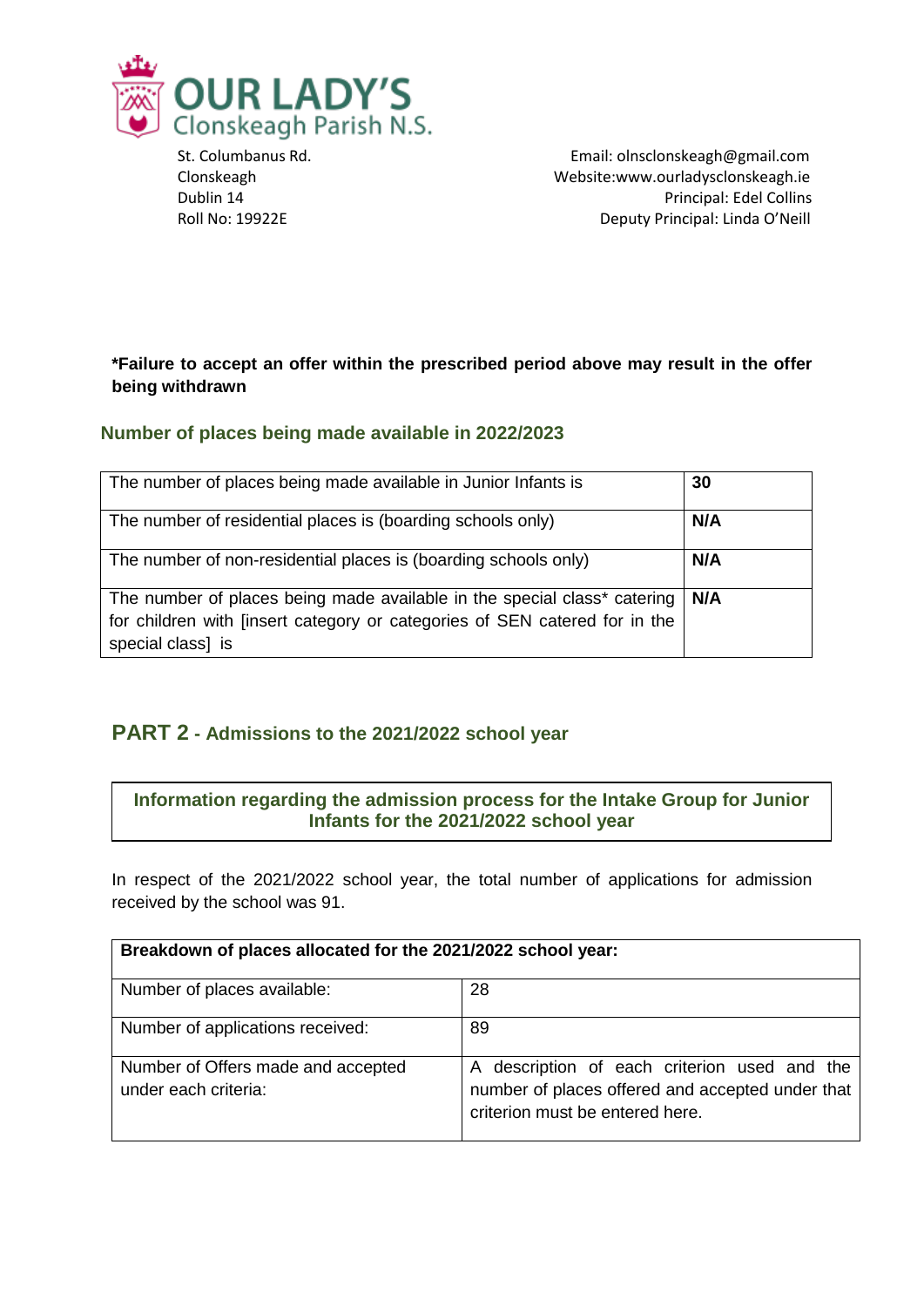# OUR LADY'S
Clonskeagh Parish N.S.

St. Columbanus Rd.
Clonskeagh
Dublin 14
Roll No: 19922E

Email: olnsclonskeagh@gmail.com
Website:www.ourladysclonskeagh.ie
Principal: Edel Collins
Deputy Principal: Linda O'Neill

**\*Failure to accept an offer within the prescribed period above may result in the offer being withdrawn**

## Number of places being made available in 2022/2023

| The number of places being made available in Junior Infants is | **30** |
|---|---|
| The number of residential places is (boarding schools only) | **N/A** |
| The number of non-residential places is (boarding schools only) | **N/A** |
| The number of places being made available in the special class* catering for children with [insert category or categories of SEN catered for in the special class] is | **N/A** |

## PART 2 - Admissions to the 2021/2022 school year

### Information regarding the admission process for the Intake Group for Junior Infants for the 2021/2022 school year

In respect of the 2021/2022 school year, the total number of applications for admission received by the school was 91.

| **Breakdown of places allocated for the 2021/2022 school year:** | |
|---|---|
| Number of places available: | 28 |
| Number of applications received: | 89 |
| Number of Offers made and accepted under each criteria: | A description of each criterion used and the number of places offered and accepted under that criterion must be entered here. |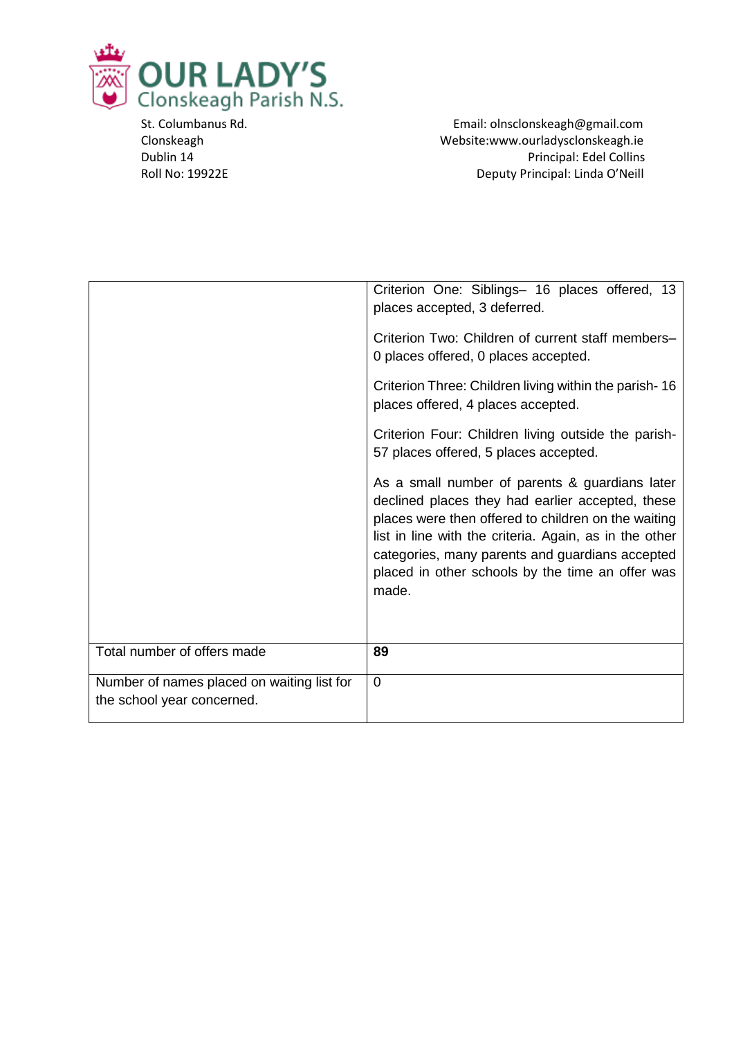# OUR LADY'S
Clonskeagh Parish N.S.

St. Columbanus Rd.
Clonskeagh
Dublin 14
Roll No: 19922E

Email: olnsclonskeagh@gmail.com
Website:www.ourladysclonskeagh.ie
Principal: Edel Collins
Deputy Principal: Linda O'Neill

| | |
|---|---|
| | Criterion One: Siblings– 16 places offered, 13 places accepted, 3 deferred.<br><br>Criterion Two: Children of current staff members– 0 places offered, 0 places accepted.<br><br>Criterion Three: Children living within the parish- 16 places offered, 4 places accepted.<br><br>Criterion Four: Children living outside the parish- 57 places offered, 5 places accepted.<br><br>As a small number of parents & guardians later declined places they had earlier accepted, these places were then offered to children on the waiting list in line with the criteria. Again, as in the other categories, many parents and guardians accepted placed in other schools by the time an offer was made. |
| Total number of offers made | **89** |
| Number of names placed on waiting list for the school year concerned. | 0 |